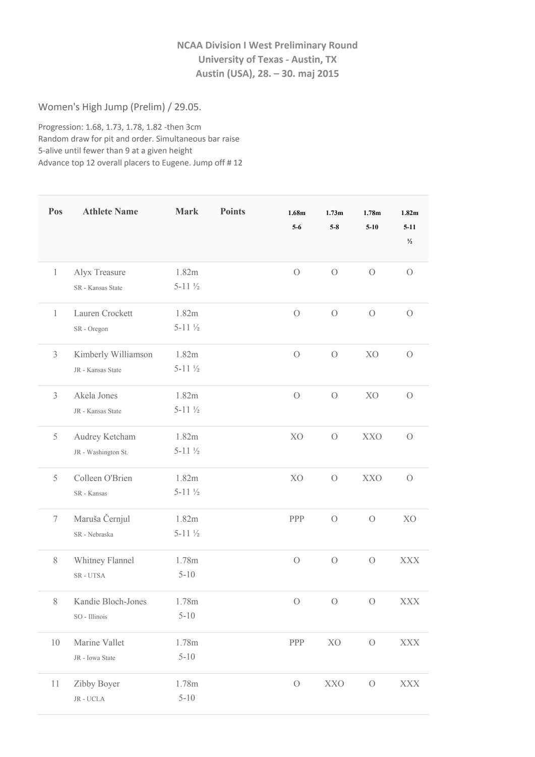**NCAA Division I West Preliminary Round**
**University of Texas - Austin, TX**
**Austin (USA), 28. – 30. maj 2015**

## Women's High Jump (Prelim) / 29.05.

Progression: 1.68, 1.73, 1.78, 1.82 -then 3cm
Random draw for pit and order. Simultaneous bar raise
5-alive until fewer than 9 at a given height
Advance top 12 overall placers to Eugene. Jump off # 12

| Pos | Athlete Name | Mark | Points | 1.68m 5-6 | 1.73m 5-8 | 1.78m 5-10 | 1.82m 5-11 ½ |
|---|---|---|---|---|---|---|---|
| 1 | Alyx Treasure<br>SR - Kansas State | 1.82m<br>5-11 ½ | | O | O | O | O |
| 1 | Lauren Crockett<br>SR - Oregon | 1.82m<br>5-11 ½ | | O | O | O | O |
| 3 | Kimberly Williamson<br>JR - Kansas State | 1.82m<br>5-11 ½ | | O | O | XO | O |
| 3 | Akela Jones<br>JR - Kansas State | 1.82m<br>5-11 ½ | | O | O | XO | O |
| 5 | Audrey Ketcham<br>JR - Washington St. | 1.82m<br>5-11 ½ | | XO | O | XXO | O |
| 5 | Colleen O'Brien<br>SR - Kansas | 1.82m<br>5-11 ½ | | XO | O | XXO | O |
| 7 | Maruša Černjul<br>SR - Nebraska | 1.82m<br>5-11 ½ | | PPP | O | O | XO |
| 8 | Whitney Flannel<br>SR - UTSA | 1.78m<br>5-10 | | O | O | O | XXX |
| 8 | Kandie Bloch-Jones<br>SO - Illinois | 1.78m<br>5-10 | | O | O | O | XXX |
| 10 | Marine Vallet<br>JR - Iowa State | 1.78m<br>5-10 | | PPP | XO | O | XXX |
| 11 | Zibby Boyer<br>JR - UCLA | 1.78m<br>5-10 | | O | XXO | O | XXX |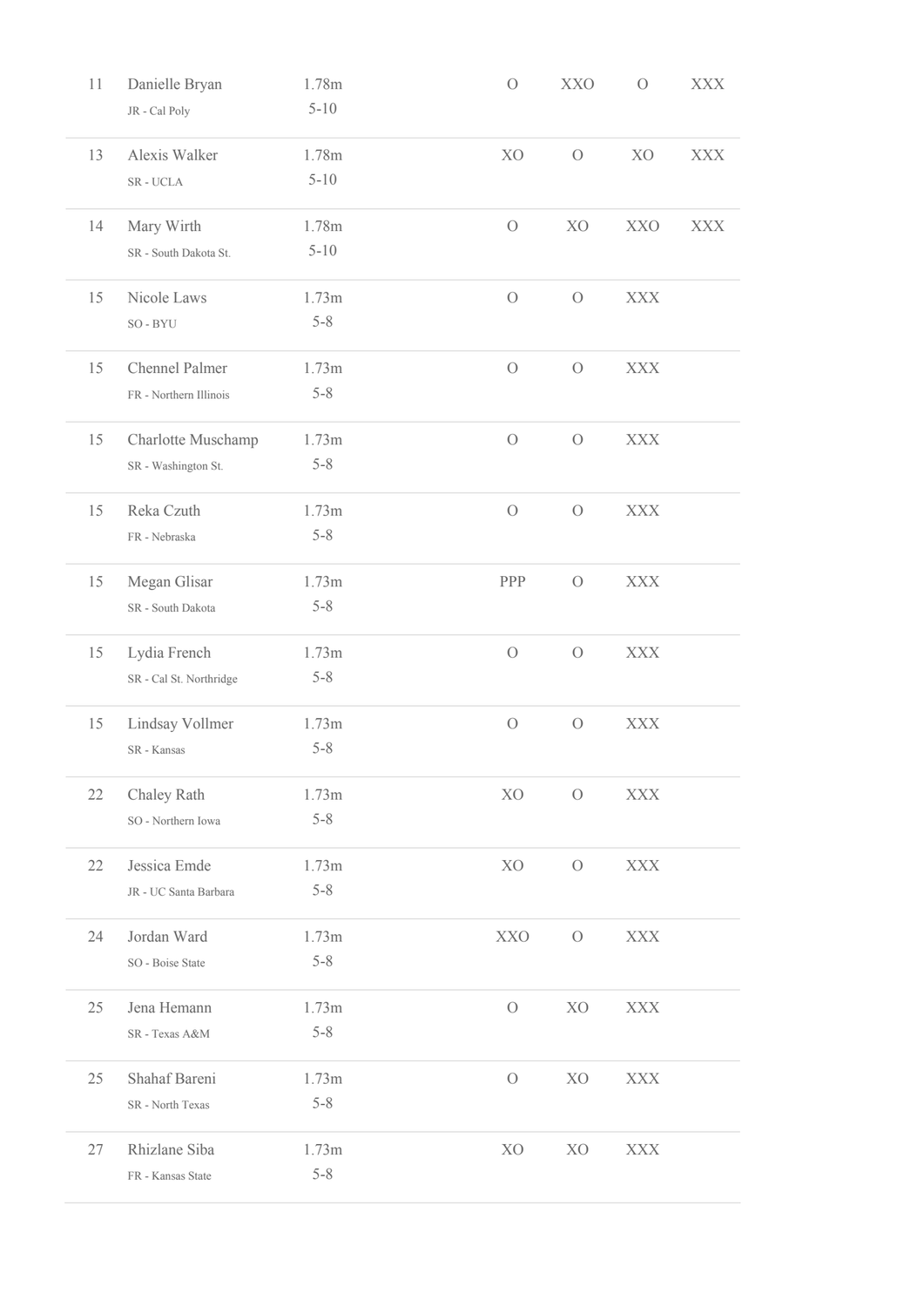| | | | | | | |
|---|---|---|---|---|---|---|
| 11 | Danielle Bryan<br>JR - Cal Poly | 1.78m<br>5-10 | O | XXO | O | XXX |
| 13 | Alexis Walker<br>SR - UCLA | 1.78m<br>5-10 | XO | O | XO | XXX |
| 14 | Mary Wirth<br>SR - South Dakota St. | 1.78m<br>5-10 | O | XO | XXO | XXX |
| 15 | Nicole Laws<br>SO - BYU | 1.73m<br>5-8 | O | O | XXX | |
| 15 | Chennel Palmer<br>FR - Northern Illinois | 1.73m<br>5-8 | O | O | XXX | |
| 15 | Charlotte Muschamp<br>SR - Washington St. | 1.73m<br>5-8 | O | O | XXX | |
| 15 | Reka Czuth<br>FR - Nebraska | 1.73m<br>5-8 | O | O | XXX | |
| 15 | Megan Glisar<br>SR - South Dakota | 1.73m<br>5-8 | PPP | O | XXX | |
| 15 | Lydia French<br>SR - Cal St. Northridge | 1.73m<br>5-8 | O | O | XXX | |
| 15 | Lindsay Vollmer<br>SR - Kansas | 1.73m<br>5-8 | O | O | XXX | |
| 22 | Chaley Rath<br>SO - Northern Iowa | 1.73m<br>5-8 | XO | O | XXX | |
| 22 | Jessica Emde<br>JR - UC Santa Barbara | 1.73m<br>5-8 | XO | O | XXX | |
| 24 | Jordan Ward<br>SO - Boise State | 1.73m<br>5-8 | XXO | O | XXX | |
| 25 | Jena Hemann<br>SR - Texas A&M | 1.73m<br>5-8 | O | XO | XXX | |
| 25 | Shahaf Bareni<br>SR - North Texas | 1.73m<br>5-8 | O | XO | XXX | |
| 27 | Rhizlane Siba<br>FR - Kansas State | 1.73m<br>5-8 | XO | XO | XXX | |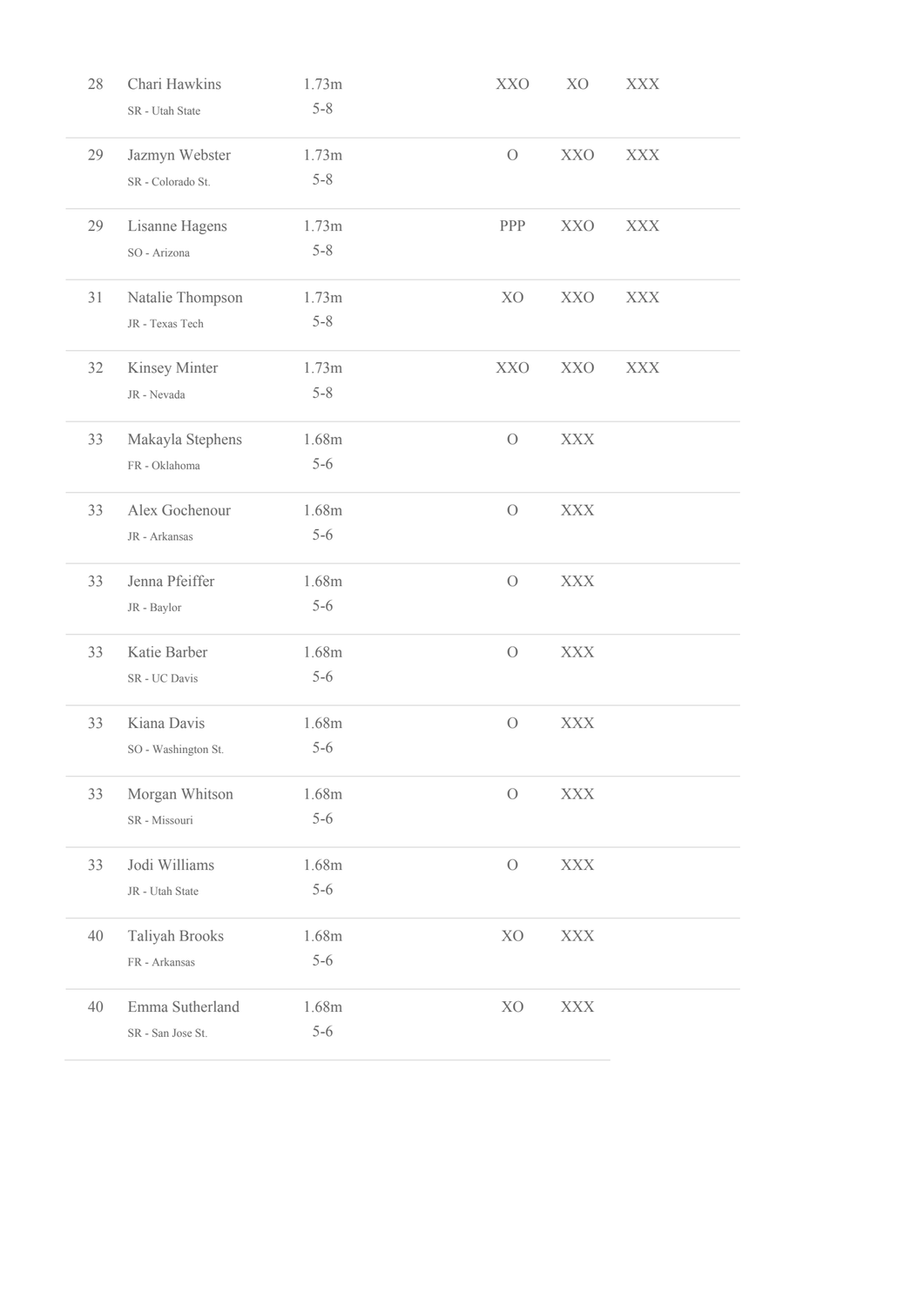| | | | | | |
|---|---|---|---|---|---|
| 28 | Chari Hawkins<br>SR - Utah State | 1.73m<br>5-8 | XXO | XO | XXX |
| 29 | Jazmyn Webster<br>SR - Colorado St. | 1.73m<br>5-8 | O | XXO | XXX |
| 29 | Lisanne Hagens<br>SO - Arizona | 1.73m<br>5-8 | PPP | XXO | XXX |
| 31 | Natalie Thompson<br>JR - Texas Tech | 1.73m<br>5-8 | XO | XXO | XXX |
| 32 | Kinsey Minter<br>JR - Nevada | 1.73m<br>5-8 | XXO | XXO | XXX |
| 33 | Makayla Stephens<br>FR - Oklahoma | 1.68m<br>5-6 | O | XXX | |
| 33 | Alex Gochenour<br>JR - Arkansas | 1.68m<br>5-6 | O | XXX | |
| 33 | Jenna Pfeiffer<br>JR - Baylor | 1.68m<br>5-6 | O | XXX | |
| 33 | Katie Barber<br>SR - UC Davis | 1.68m<br>5-6 | O | XXX | |
| 33 | Kiana Davis<br>SO - Washington St. | 1.68m<br>5-6 | O | XXX | |
| 33 | Morgan Whitson<br>SR - Missouri | 1.68m<br>5-6 | O | XXX | |
| 33 | Jodi Williams<br>JR - Utah State | 1.68m<br>5-6 | O | XXX | |
| 40 | Taliyah Brooks<br>FR - Arkansas | 1.68m<br>5-6 | XO | XXX | |
| 40 | Emma Sutherland<br>SR - San Jose St. | 1.68m<br>5-6 | XO | XXX | |